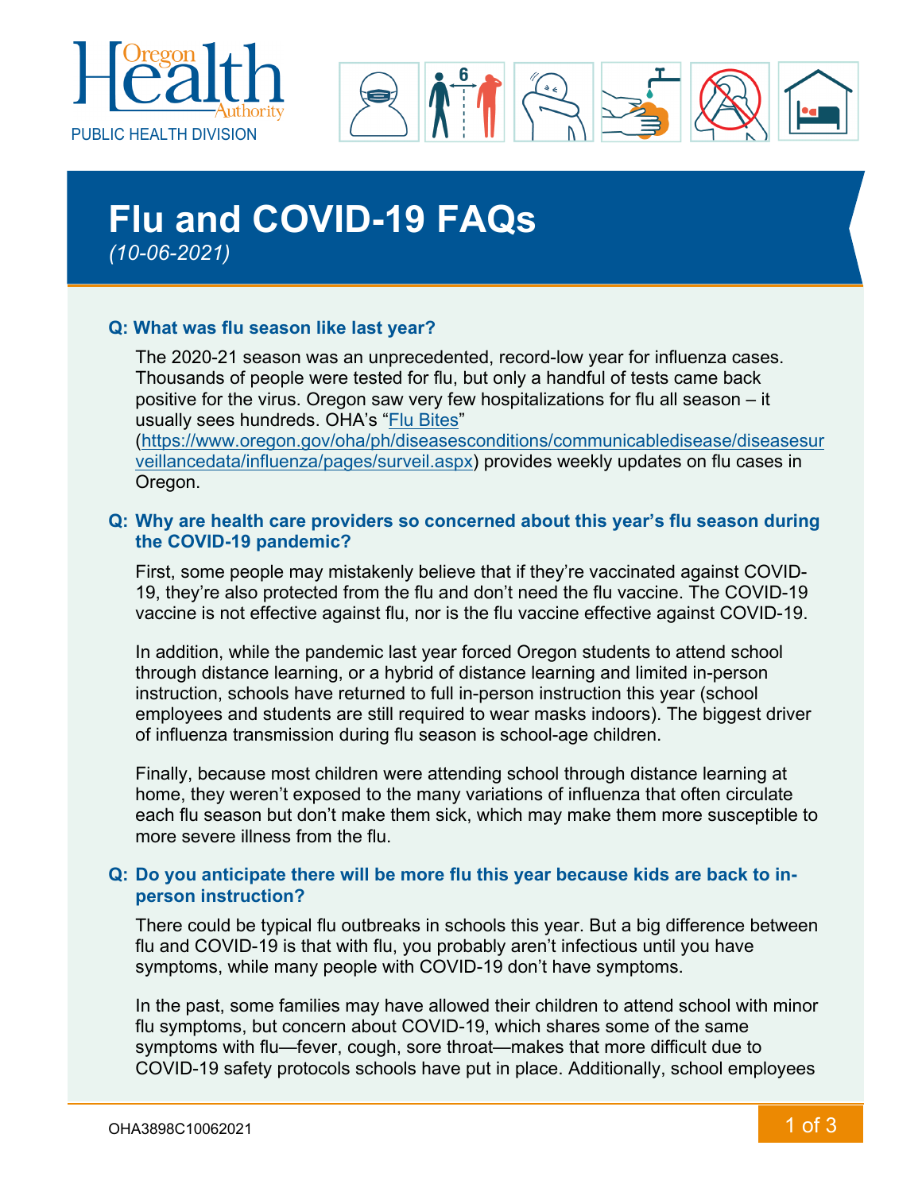Oregon Health Authority
PUBLIC HEALTH DIVISION

# Flu and COVID-19 FAQs

*(10-06-2021)*

**Q: What was flu season like last year?**

The 2020-21 season was an unprecedented, record-low year for influenza cases. Thousands of people were tested for flu, but only a handful of tests came back positive for the virus. Oregon saw very few hospitalizations for flu all season – it usually sees hundreds. OHA's "Flu Bites" (https://www.oregon.gov/oha/ph/diseasesconditions/communicabledisease/diseasesurveillancedata/influenza/pages/surveil.aspx) provides weekly updates on flu cases in Oregon.

**Q: Why are health care providers so concerned about this year's flu season during the COVID-19 pandemic?**

First, some people may mistakenly believe that if they're vaccinated against COVID-19, they're also protected from the flu and don't need the flu vaccine. The COVID-19 vaccine is not effective against flu, nor is the flu vaccine effective against COVID-19.

In addition, while the pandemic last year forced Oregon students to attend school through distance learning, or a hybrid of distance learning and limited in-person instruction, schools have returned to full in-person instruction this year (school employees and students are still required to wear masks indoors). The biggest driver of influenza transmission during flu season is school-age children.

Finally, because most children were attending school through distance learning at home, they weren't exposed to the many variations of influenza that often circulate each flu season but don't make them sick, which may make them more susceptible to more severe illness from the flu.

**Q: Do you anticipate there will be more flu this year because kids are back to in-person instruction?**

There could be typical flu outbreaks in schools this year. But a big difference between flu and COVID-19 is that with flu, you probably aren't infectious until you have symptoms, while many people with COVID-19 don't have symptoms.

In the past, some families may have allowed their children to attend school with minor flu symptoms, but concern about COVID-19, which shares some of the same symptoms with flu—fever, cough, sore throat—makes that more difficult due to COVID-19 safety protocols schools have put in place. Additionally, school employees

OHA3898C10062021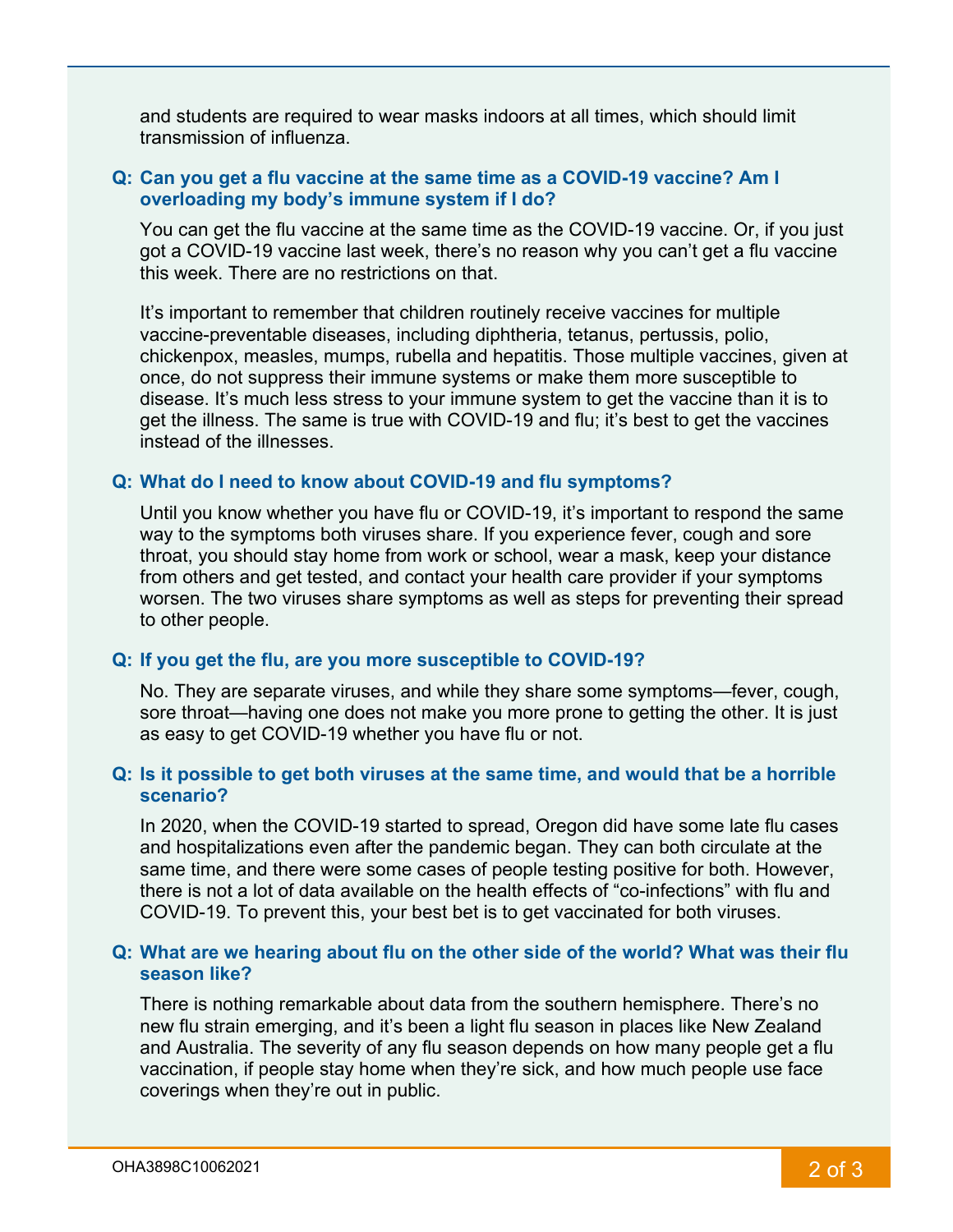and students are required to wear masks indoors at all times, which should limit transmission of influenza.

**Q: Can you get a flu vaccine at the same time as a COVID-19 vaccine? Am I overloading my body's immune system if I do?**

You can get the flu vaccine at the same time as the COVID-19 vaccine. Or, if you just got a COVID-19 vaccine last week, there's no reason why you can't get a flu vaccine this week. There are no restrictions on that.

It's important to remember that children routinely receive vaccines for multiple vaccine-preventable diseases, including diphtheria, tetanus, pertussis, polio, chickenpox, measles, mumps, rubella and hepatitis. Those multiple vaccines, given at once, do not suppress their immune systems or make them more susceptible to disease. It's much less stress to your immune system to get the vaccine than it is to get the illness. The same is true with COVID-19 and flu; it's best to get the vaccines instead of the illnesses.

**Q: What do I need to know about COVID-19 and flu symptoms?**

Until you know whether you have flu or COVID-19, it's important to respond the same way to the symptoms both viruses share. If you experience fever, cough and sore throat, you should stay home from work or school, wear a mask, keep your distance from others and get tested, and contact your health care provider if your symptoms worsen. The two viruses share symptoms as well as steps for preventing their spread to other people.

**Q: If you get the flu, are you more susceptible to COVID-19?**

No. They are separate viruses, and while they share some symptoms—fever, cough, sore throat—having one does not make you more prone to getting the other. It is just as easy to get COVID-19 whether you have flu or not.

**Q: Is it possible to get both viruses at the same time, and would that be a horrible scenario?**

In 2020, when the COVID-19 started to spread, Oregon did have some late flu cases and hospitalizations even after the pandemic began. They can both circulate at the same time, and there were some cases of people testing positive for both. However, there is not a lot of data available on the health effects of "co-infections" with flu and COVID-19. To prevent this, your best bet is to get vaccinated for both viruses.

**Q: What are we hearing about flu on the other side of the world? What was their flu season like?**

There is nothing remarkable about data from the southern hemisphere. There's no new flu strain emerging, and it's been a light flu season in places like New Zealand and Australia. The severity of any flu season depends on how many people get a flu vaccination, if people stay home when they're sick, and how much people use face coverings when they're out in public.

OHA3898C10062021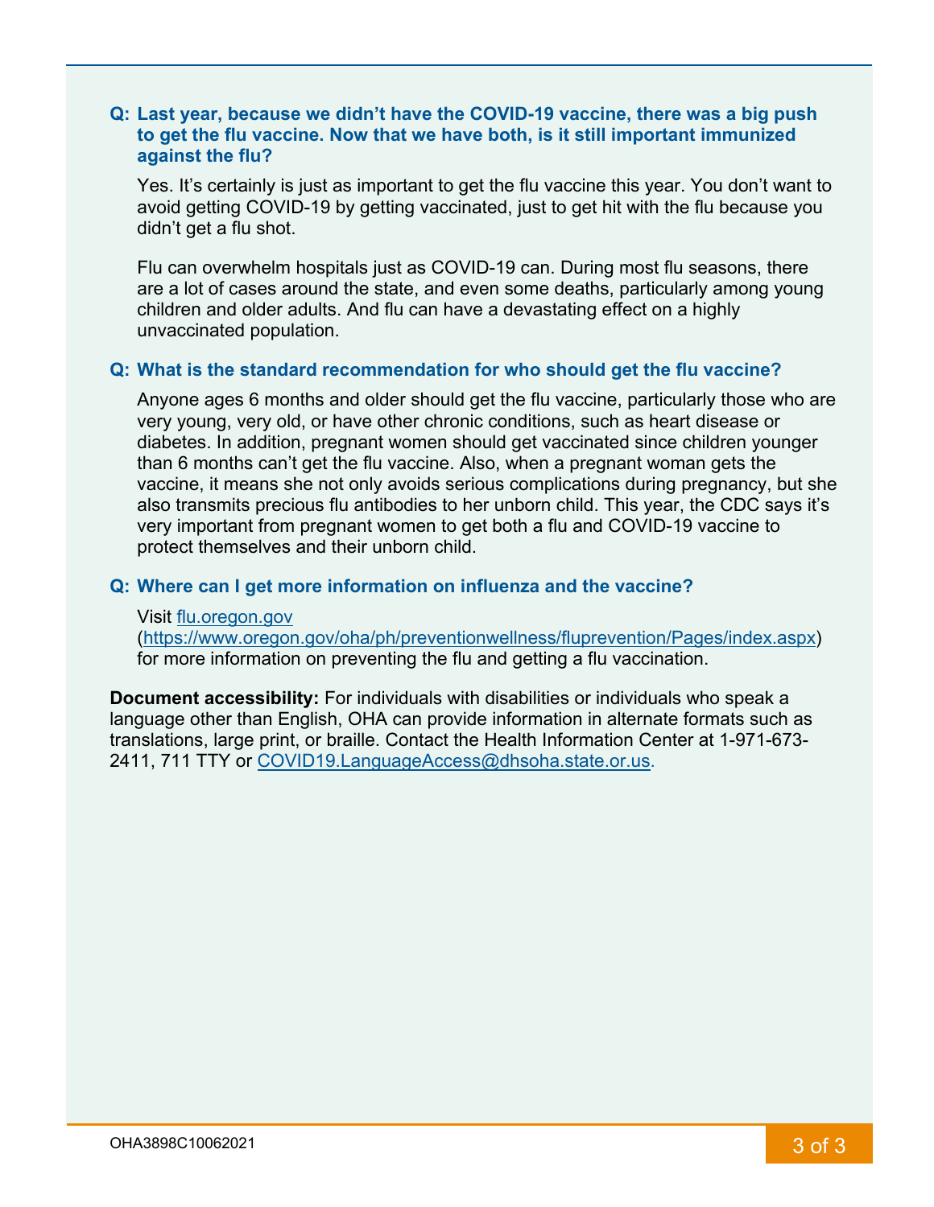**Q: Last year, because we didn't have the COVID-19 vaccine, there was a big push to get the flu vaccine. Now that we have both, is it still important immunized against the flu?**

Yes. It's certainly is just as important to get the flu vaccine this year. You don't want to avoid getting COVID-19 by getting vaccinated, just to get hit with the flu because you didn't get a flu shot.

Flu can overwhelm hospitals just as COVID-19 can. During most flu seasons, there are a lot of cases around the state, and even some deaths, particularly among young children and older adults. And flu can have a devastating effect on a highly unvaccinated population.

**Q: What is the standard recommendation for who should get the flu vaccine?**

Anyone ages 6 months and older should get the flu vaccine, particularly those who are very young, very old, or have other chronic conditions, such as heart disease or diabetes. In addition, pregnant women should get vaccinated since children younger than 6 months can't get the flu vaccine. Also, when a pregnant woman gets the vaccine, it means she not only avoids serious complications during pregnancy, but she also transmits precious flu antibodies to her unborn child. This year, the CDC says it's very important from pregnant women to get both a flu and COVID-19 vaccine to protect themselves and their unborn child.

**Q: Where can I get more information on influenza and the vaccine?**

Visit flu.oregon.gov (https://www.oregon.gov/oha/ph/preventionwellness/fluprevention/Pages/index.aspx) for more information on preventing the flu and getting a flu vaccination.

**Document accessibility:** For individuals with disabilities or individuals who speak a language other than English, OHA can provide information in alternate formats such as translations, large print, or braille. Contact the Health Information Center at 1-971-673-2411, 711 TTY or COVID19.LanguageAccess@dhsoha.state.or.us.

OHA3898C10062021